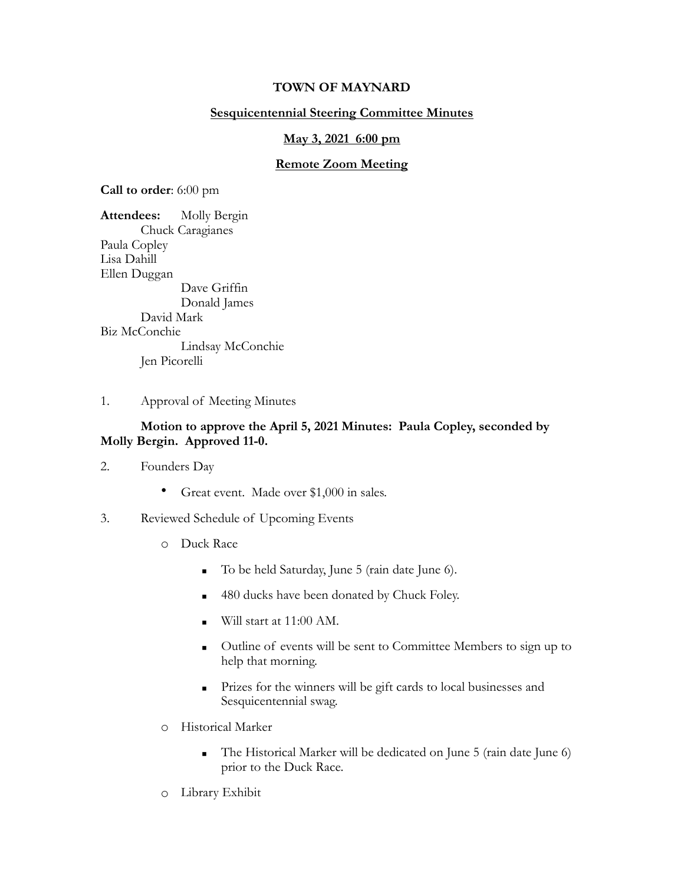**TOWN OF MAYNARD**

**Sesquicentennial Steering Committee Minutes**

**May 3, 2021 6:00 pm**

**Remote Zoom Meeting**

**Call to order**: 6:00 pm

**Attendees:**
- Molly Bergin
- Chuck Caragianes
- Paula Copley
- Lisa Dahill
- Ellen Duggan
- Dave Griffin
- Donald James
- David Mark
- Biz McConchie
- Lindsay McConchie
- Jen Picorelli

1. Approval of Meeting Minutes

   **Motion to approve the April 5, 2021 Minutes: Paula Copley, seconded by Molly Bergin. Approved 11-0.**

2. Founders Day

   - Great event. Made over $1,000 in sales.

3. Reviewed Schedule of Upcoming Events

   - Duck Race
     - To be held Saturday, June 5 (rain date June 6).
     - 480 ducks have been donated by Chuck Foley.
     - Will start at 11:00 AM.
     - Outline of events will be sent to Committee Members to sign up to help that morning.
     - Prizes for the winners will be gift cards to local businesses and Sesquicentennial swag.
   - Historical Marker
     - The Historical Marker will be dedicated on June 5 (rain date June 6) prior to the Duck Race.
   - Library Exhibit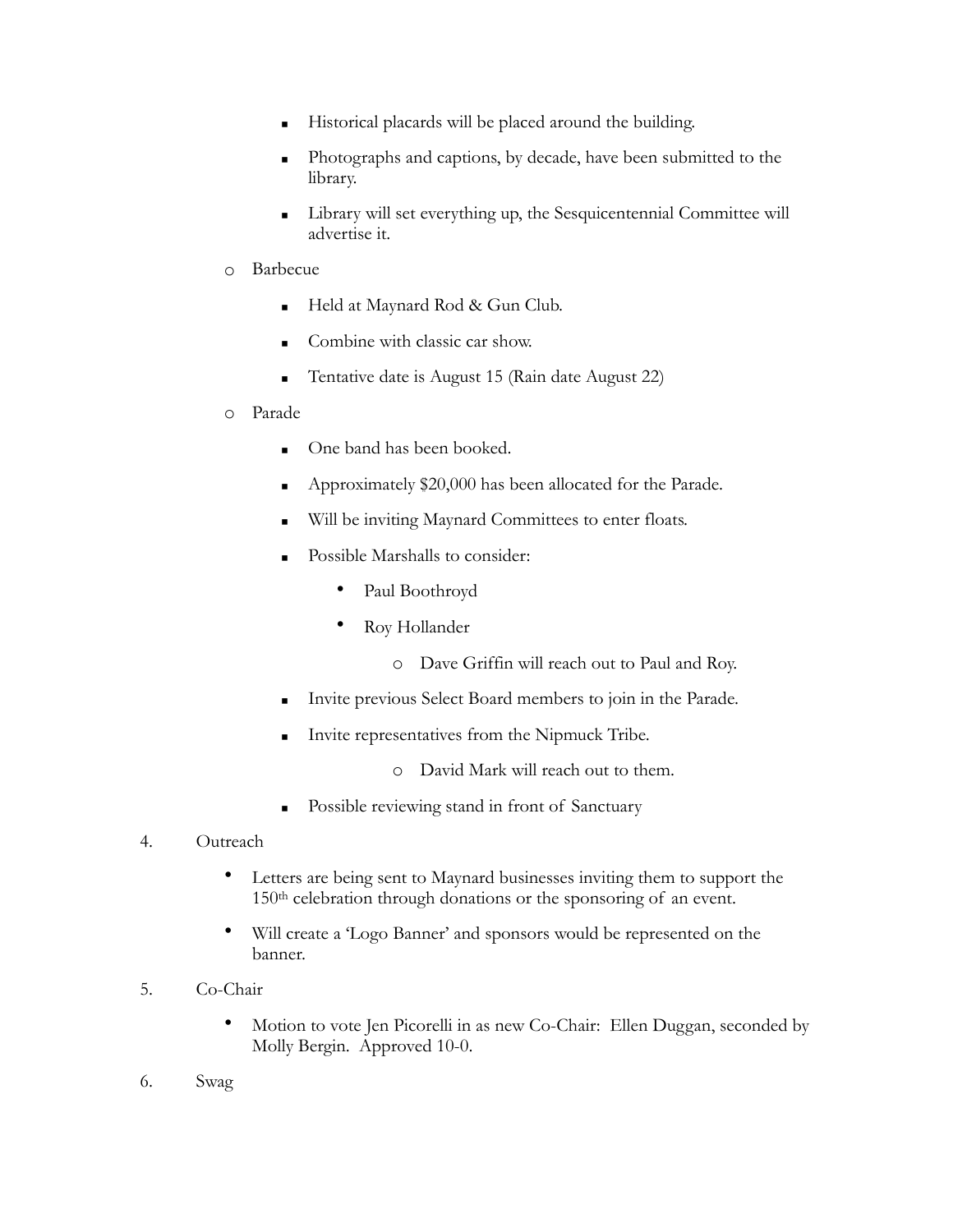- Historical placards will be placed around the building.
      - Photographs and captions, by decade, have been submitted to the library.
      - Library will set everything up, the Sesquicentennial Committee will advertise it.
   - Barbecue
      - Held at Maynard Rod & Gun Club.
      - Combine with classic car show.
      - Tentative date is August 15 (Rain date August 22)
   - Parade
      - One band has been booked.
      - Approximately $20,000 has been allocated for the Parade.
      - Will be inviting Maynard Committees to enter floats.
      - Possible Marshalls to consider:
         - Paul Boothroyd
         - Roy Hollander
            - Dave Griffin will reach out to Paul and Roy.
      - Invite previous Select Board members to join in the Parade.
      - Invite representatives from the Nipmuck Tribe.
            - David Mark will reach out to them.
      - Possible reviewing stand in front of Sanctuary

4. Outreach
   - Letters are being sent to Maynard businesses inviting them to support the 150th celebration through donations or the sponsoring of an event.
   - Will create a 'Logo Banner' and sponsors would be represented on the banner.

5. Co-Chair
   - Motion to vote Jen Picorelli in as new Co-Chair: Ellen Duggan, seconded by Molly Bergin. Approved 10-0.

6. Swag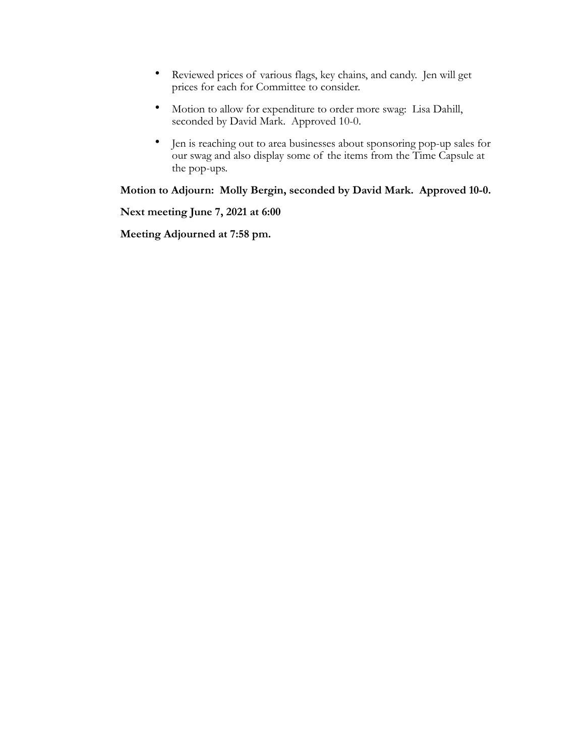- Reviewed prices of various flags, key chains, and candy. Jen will get prices for each for Committee to consider.
- Motion to allow for expenditure to order more swag: Lisa Dahill, seconded by David Mark. Approved 10-0.
- Jen is reaching out to area businesses about sponsoring pop-up sales for our swag and also display some of the items from the Time Capsule at the pop-ups.

**Motion to Adjourn: Molly Bergin, seconded by David Mark. Approved 10-0.**

**Next meeting June 7, 2021 at 6:00**

**Meeting Adjourned at 7:58 pm.**